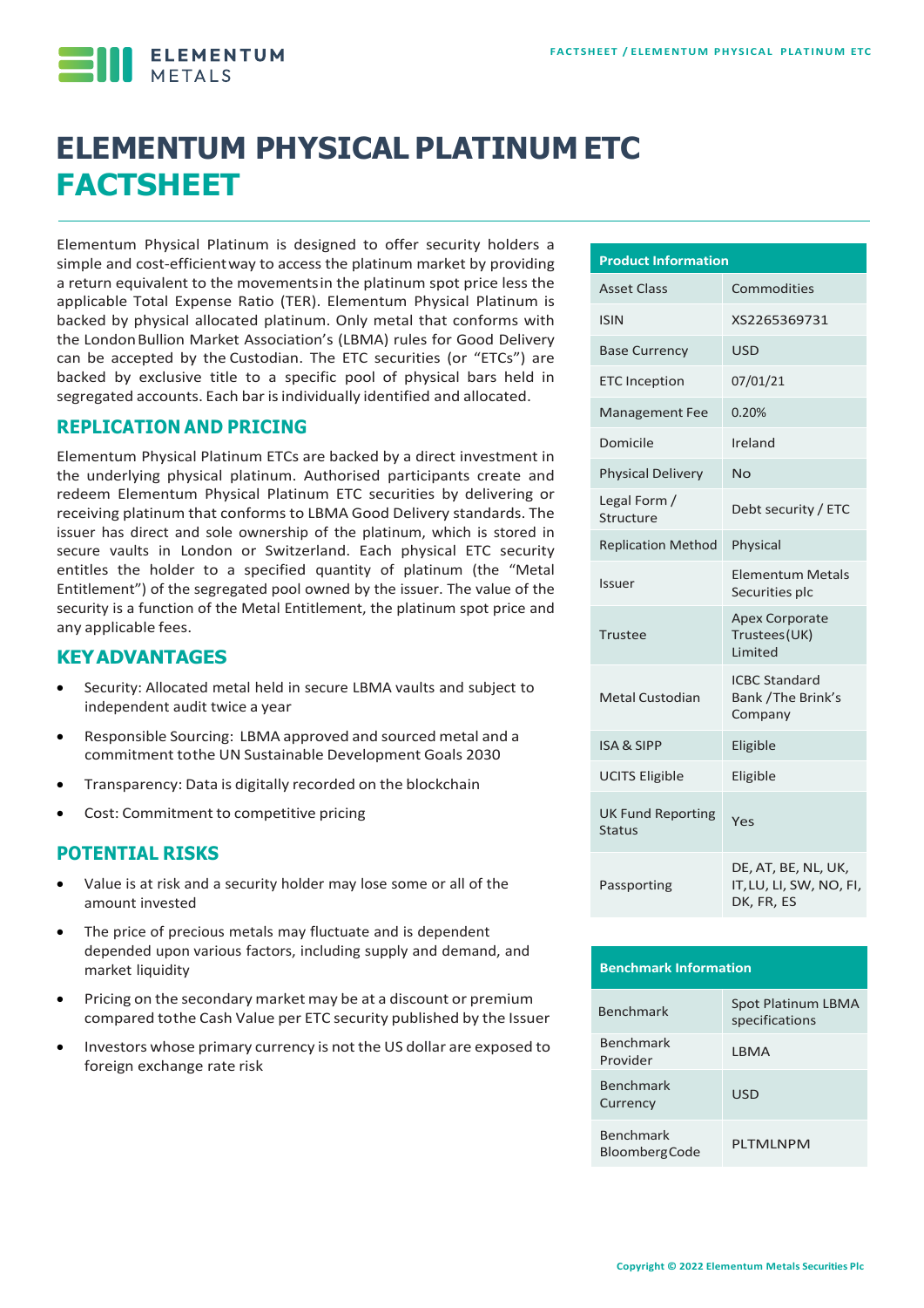# ELEMENTUM PHYSICAL PLATINUM ETC FACTSHEET

Elementum Physical Platinum is designed to offer security holders a simple and cost-efficient way to access the platinum market by providing a return equivalent to the movements in the platinum spot price less the applicable Total Expense Ratio (TER). Elementum Physical Platinum is backed by physical allocated platinum. Only metal that conforms with the London Bullion Market Association's (LBMA) rules for Good Delivery can be accepted by the Custodian. The ETC securities (or "ETCs") are backed by exclusive title to a specific pool of physical bars held in segregated accounts. Each bar is individually identified and allocated.

## REPLICATION AND PRICING

Elementum Physical Platinum ETCs are backed by a direct investment in the underlying physical platinum. Authorised participants create and redeem Elementum Physical Platinum ETC securities by delivering or receiving platinum that conforms to LBMA Good Delivery standards. The issuer has direct and sole ownership of the platinum, which is stored in secure vaults in London or Switzerland. Each physical ETC security entitles the holder to a specified quantity of platinum (the "Metal Entitlement") of the segregated pool owned by the issuer. The value of the security is a function of the Metal Entitlement, the platinum spot price and any applicable fees.

## KEY ADVANTAGES

- Security: Allocated metal held in secure LBMA vaults and subject to independent audit twice a year
- Responsible Sourcing: LBMA approved and sourced metal and a commitment to the UN Sustainable Development Goals 2030
- Transparency: Data is digitally recorded on the blockchain
- Cost: Commitment to competitive pricing

## POTENTIAL RISKS

- Value is at risk and a security holder may lose some or all of the amount invested
- The price of precious metals may fluctuate and is dependent depended upon various factors, including supply and demand, and market liquidity
- Pricing on the secondary market may be at a discount or premium compared to the Cash Value per ETC security published by the Issuer
- Investors whose primary currency is not the US dollar are exposed to foreign exchange rate risk

| Product Information | |
|---|---|
| Asset Class | Commodities |
| ISIN | XS2265369731 |
| Base Currency | USD |
| ETC Inception | 07/01/21 |
| Management Fee | 0.20% |
| Domicile | Ireland |
| Physical Delivery | No |
| Legal Form / Structure | Debt security / ETC |
| Replication Method | Physical |
| Issuer | Elementum Metals Securities plc |
| Trustee | Apex Corporate Trustees (UK) Limited |
| Metal Custodian | ICBC Standard Bank / The Brink's Company |
| ISA & SIPP | Eligible |
| UCITS Eligible | Eligible |
| UK Fund Reporting Status | Yes |
| Passporting | DE, AT, BE, NL, UK, IT, LU, LI, SW, NO, FI, DK, FR, ES |

| Benchmark Information | |
|---|---|
| Benchmark | Spot Platinum LBMA specifications |
| Benchmark Provider | LBMA |
| Benchmark Currency | USD |
| Benchmark Bloomberg Code | PLTMLNPM |

Copyright © 2022 Elementum Metals Securities Plc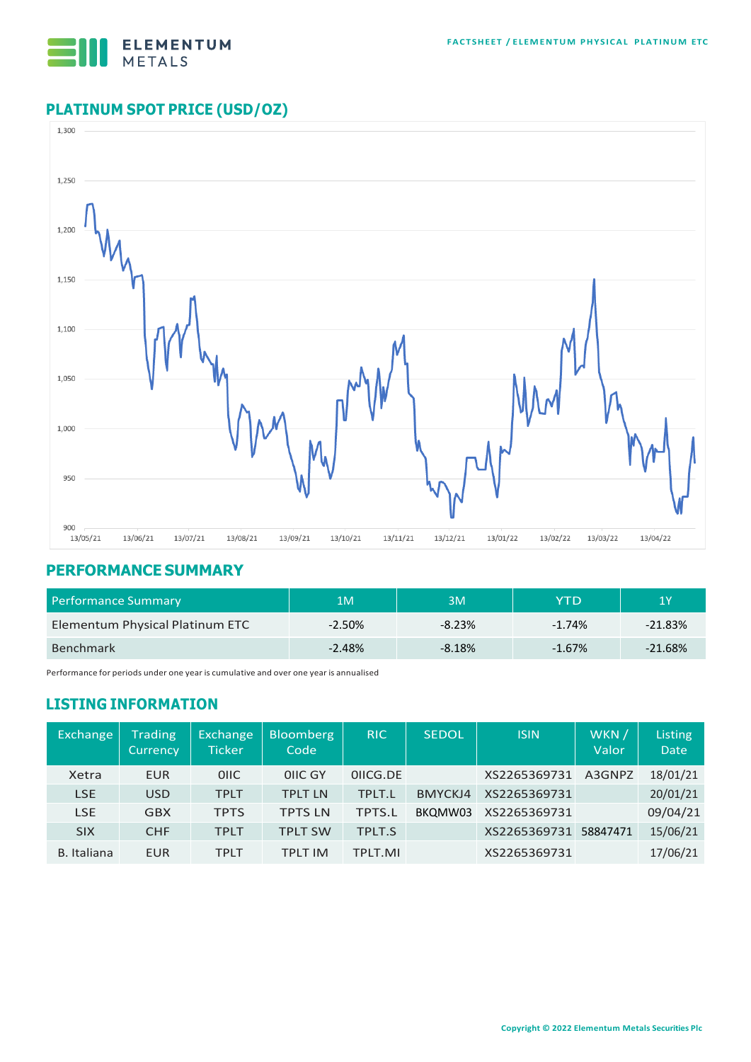## PLATINUM SPOT PRICE (USD/OZ)

## PERFORMANCE SUMMARY

| Performance Summary | 1M | 3M | YTD | 1Y |
|---|---|---|---|---|
| Elementum Physical Platinum ETC | -2.50% | -8.23% | -1.74% | -21.83% |
| Benchmark | -2.48% | -8.18% | -1.67% | -21.68% |

Performance for periods under one year is cumulative and over one year is annualised

## LISTING INFORMATION

| Exchange | Trading Currency | Exchange Ticker | Bloomberg Code | RIC | SEDOL | ISIN | WKN / Valor | Listing Date |
|---|---|---|---|---|---|---|---|---|
| Xetra | EUR | 0IIC | 0IIC GY | 0IICG.DE | | XS2265369731 | A3GNPZ | 18/01/21 |
| LSE | USD | TPLT | TPLT LN | TPLT.L | BMYCKJ4 | XS2265369731 | | 20/01/21 |
| LSE | GBX | TPTS | TPTS LN | TPTS.L | BKQMW03 | XS2265369731 | | 09/04/21 |
| SIX | CHF | TPLT | TPLT SW | TPLT.S | | XS2265369731 | 58847471 | 15/06/21 |
| B. Italiana | EUR | TPLT | TPLT IM | TPLT.MI | | XS2265369731 | | 17/06/21 |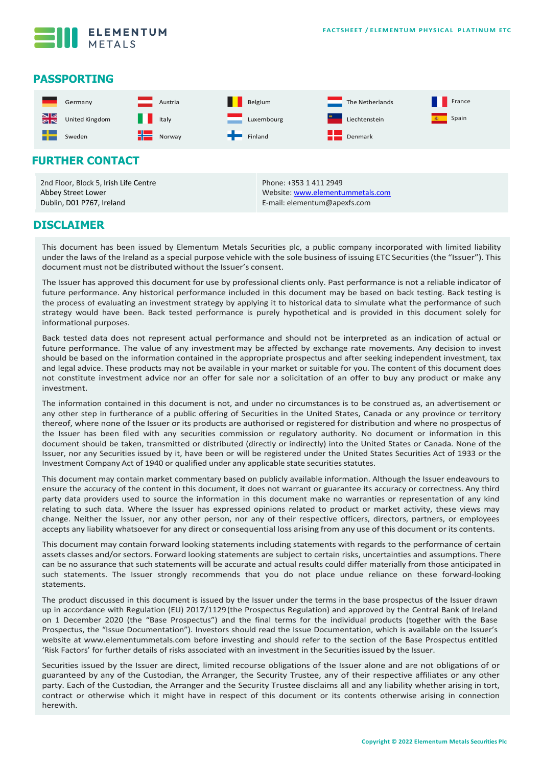## PASSPORTING

| | | | | |
|---|---|---|---|---|
| Germany | Austria | Belgium | The Netherlands | France |
| United Kingdom | Italy | Luxembourg | Liechtenstein | Spain |
| Sweden | Norway | Finland | Denmark | |

## FURTHER CONTACT

| | |
|---|---|
| 2nd Floor, Block 5, Irish Life Centre<br>Abbey Street Lower<br>Dublin, D01 P767, Ireland | Phone: +353 1 411 2949<br>Website: www.elementummetals.com<br>E-mail: elementum@apexfs.com |

## DISCLAIMER

This document has been issued by Elementum Metals Securities plc, a public company incorporated with limited liability under the laws of the Ireland as a special purpose vehicle with the sole business of issuing ETC Securities (the "Issuer"). This document must not be distributed without the Issuer's consent.

The Issuer has approved this document for use by professional clients only. Past performance is not a reliable indicator of future performance. Any historical performance included in this document may be based on back testing. Back testing is the process of evaluating an investment strategy by applying it to historical data to simulate what the performance of such strategy would have been. Back tested performance is purely hypothetical and is provided in this document solely for informational purposes.

Back tested data does not represent actual performance and should not be interpreted as an indication of actual or future performance. The value of any investment may be affected by exchange rate movements. Any decision to invest should be based on the information contained in the appropriate prospectus and after seeking independent investment, tax and legal advice. These products may not be available in your market or suitable for you. The content of this document does not constitute investment advice nor an offer for sale nor a solicitation of an offer to buy any product or make any investment.

The information contained in this document is not, and under no circumstances is to be construed as, an advertisement or any other step in furtherance of a public offering of Securities in the United States, Canada or any province or territory thereof, where none of the Issuer or its products are authorised or registered for distribution and where no prospectus of the Issuer has been filed with any securities commission or regulatory authority. No document or information in this document should be taken, transmitted or distributed (directly or indirectly) into the United States or Canada. None of the Issuer, nor any Securities issued by it, have been or will be registered under the United States Securities Act of 1933 or the Investment Company Act of 1940 or qualified under any applicable state securities statutes.

This document may contain market commentary based on publicly available information. Although the Issuer endeavours to ensure the accuracy of the content in this document, it does not warrant or guarantee its accuracy or correctness. Any third party data providers used to source the information in this document make no warranties or representation of any kind relating to such data. Where the Issuer has expressed opinions related to product or market activity, these views may change. Neither the Issuer, nor any other person, nor any of their respective officers, directors, partners, or employees accepts any liability whatsoever for any direct or consequential loss arising from any use of this document or its contents.

This document may contain forward looking statements including statements with regards to the performance of certain assets classes and/or sectors. Forward looking statements are subject to certain risks, uncertainties and assumptions. There can be no assurance that such statements will be accurate and actual results could differ materially from those anticipated in such statements. The Issuer strongly recommends that you do not place undue reliance on these forward-looking statements.

The product discussed in this document is issued by the Issuer under the terms in the base prospectus of the Issuer drawn up in accordance with Regulation (EU) 2017/1129 (the Prospectus Regulation) and approved by the Central Bank of Ireland on 1 December 2020 (the "Base Prospectus") and the final terms for the individual products (together with the Base Prospectus, the "Issue Documentation"). Investors should read the Issue Documentation, which is available on the Issuer's website at www.elementummetals.com before investing and should refer to the section of the Base Prospectus entitled 'Risk Factors' for further details of risks associated with an investment in the Securities issued by the Issuer.

Securities issued by the Issuer are direct, limited recourse obligations of the Issuer alone and are not obligations of or guaranteed by any of the Custodian, the Arranger, the Security Trustee, any of their respective affiliates or any other party. Each of the Custodian, the Arranger and the Security Trustee disclaims all and any liability whether arising in tort, contract or otherwise which it might have in respect of this document or its contents otherwise arising in connection herewith.

Copyright © 2022 Elementum Metals Securities Plc